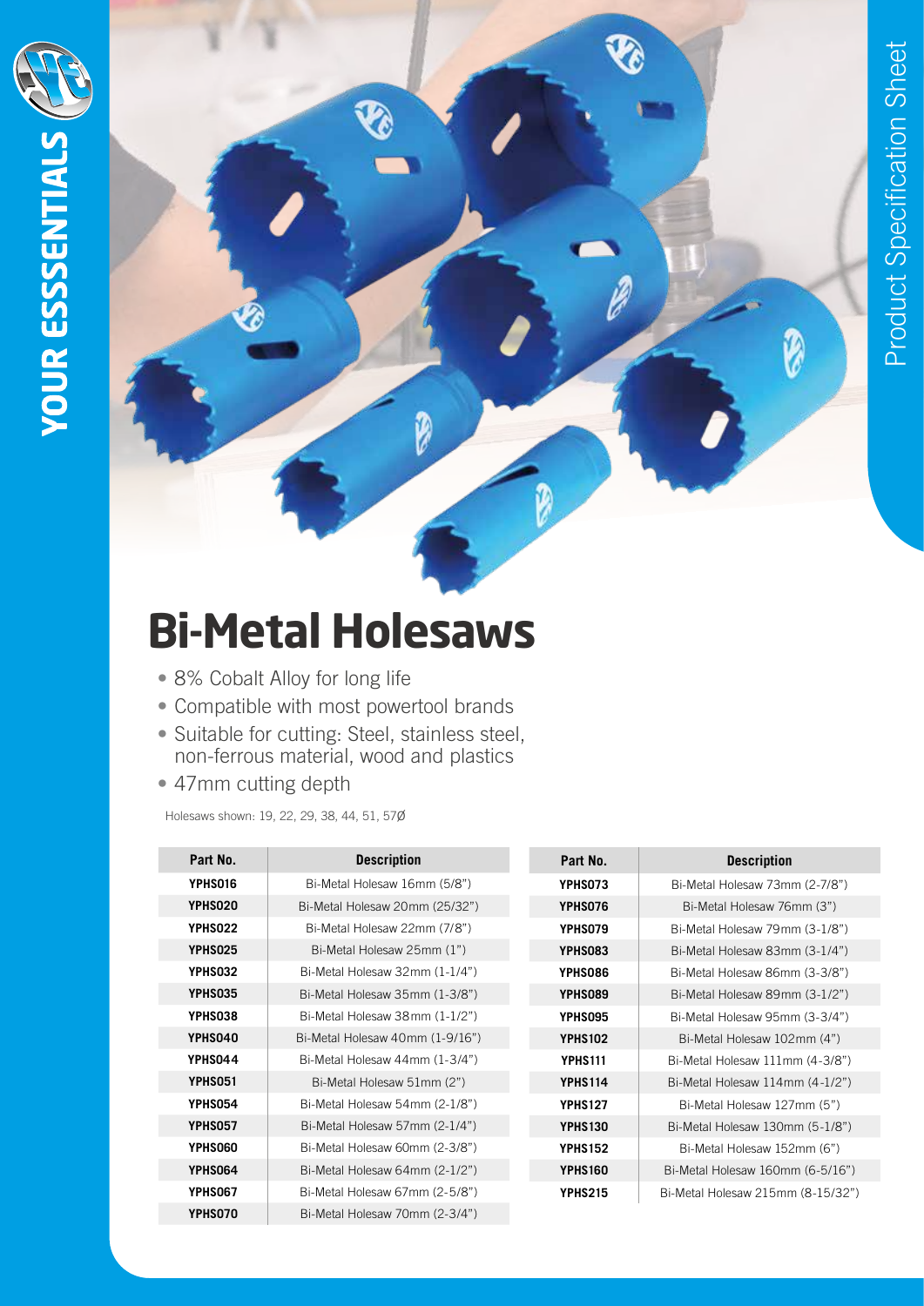YOUR ESSSENTIALS

Product Specification Sheet

# Bi-Metal Holesaws

- 8% Cobalt Alloy for long life
- Compatible with most powertool brands
- Suitable for cutting: Steel, stainless steel, non-ferrous material, wood and plastics
- 47mm cutting depth

Holesaws shown: 19, 22, 29, 38, 44, 51, 57Ø

| Part No. | Description |
|---|---|
| YPHS016 | Bi-Metal Holesaw 16mm (5/8") |
| YPHS020 | Bi-Metal Holesaw 20mm (25/32") |
| YPHS022 | Bi-Metal Holesaw 22mm (7/8") |
| YPHS025 | Bi-Metal Holesaw 25mm (1") |
| YPHS032 | Bi-Metal Holesaw 32mm (1-1/4") |
| YPHS035 | Bi-Metal Holesaw 35mm (1-3/8") |
| YPHS038 | Bi-Metal Holesaw 38mm (1-1/2") |
| YPHS040 | Bi-Metal Holesaw 40mm (1-9/16") |
| YPHS044 | Bi-Metal Holesaw 44mm (1-3/4") |
| YPHS051 | Bi-Metal Holesaw 51mm (2") |
| YPHS054 | Bi-Metal Holesaw 54mm (2-1/8") |
| YPHS057 | Bi-Metal Holesaw 57mm (2-1/4") |
| YPHS060 | Bi-Metal Holesaw 60mm (2-3/8") |
| YPHS064 | Bi-Metal Holesaw 64mm (2-1/2") |
| YPHS067 | Bi-Metal Holesaw 67mm (2-5/8") |
| YPHS070 | Bi-Metal Holesaw 70mm (2-3/4") |
| YPHS073 | Bi-Metal Holesaw 73mm (2-7/8") |
| YPHS076 | Bi-Metal Holesaw 76mm (3") |
| YPHS079 | Bi-Metal Holesaw 79mm (3-1/8") |
| YPHS083 | Bi-Metal Holesaw 83mm (3-1/4") |
| YPHS086 | Bi-Metal Holesaw 86mm (3-3/8") |
| YPHS089 | Bi-Metal Holesaw 89mm (3-1/2") |
| YPHS095 | Bi-Metal Holesaw 95mm (3-3/4") |
| YPHS102 | Bi-Metal Holesaw 102mm (4") |
| YPHS111 | Bi-Metal Holesaw 111mm (4-3/8") |
| YPHS114 | Bi-Metal Holesaw 114mm (4-1/2") |
| YPHS127 | Bi-Metal Holesaw 127mm (5") |
| YPHS130 | Bi-Metal Holesaw 130mm (5-1/8") |
| YPHS152 | Bi-Metal Holesaw 152mm (6") |
| YPHS160 | Bi-Metal Holesaw 160mm (6-5/16") |
| YPHS215 | Bi-Metal Holesaw 215mm (8-15/32") |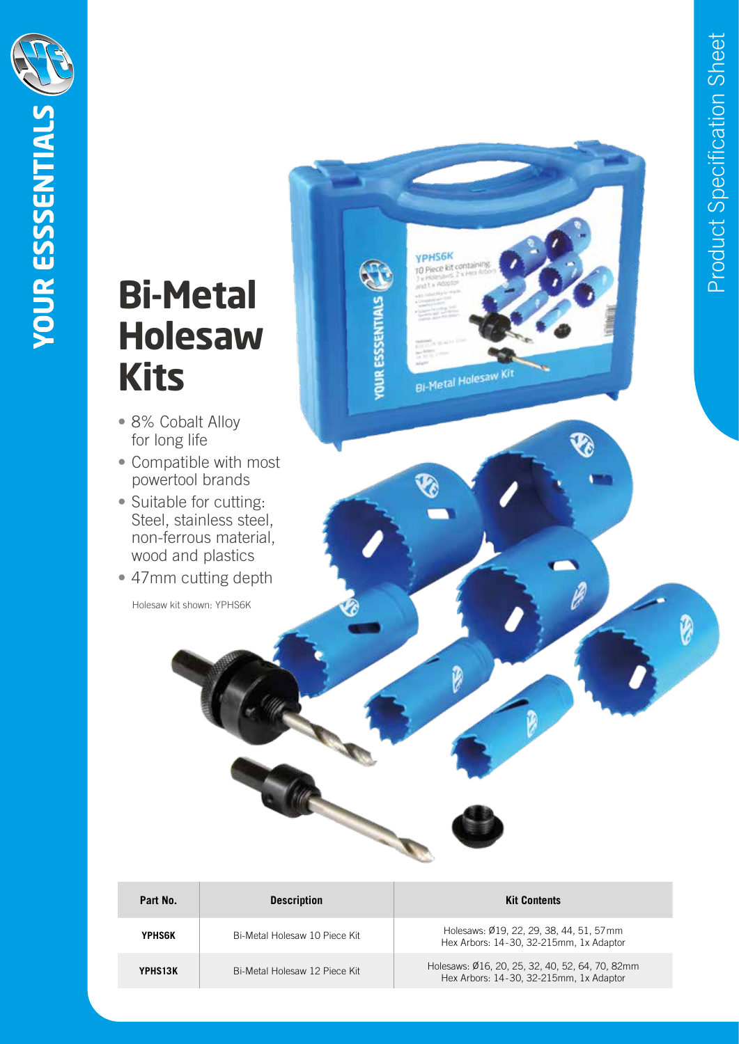# Bi-Metal Holesaw Kits

- 8% Cobalt Alloy for long life
- Compatible with most powertool brands
- Suitable for cutting: Steel, stainless steel, non-ferrous material, wood and plastics
- 47mm cutting depth

Holesaw kit shown: YPHS6K

| Part No. | Description | Kit Contents |
|---|---|---|
| **YPHS6K** | Bi-Metal Holesaw 10 Piece Kit | Holesaws: Ø19, 22, 29, 38, 44, 51, 57mm<br>Hex Arbors: 14-30, 32-215mm, 1x Adaptor |
| **YPHS13K** | Bi-Metal Holesaw 12 Piece Kit | Holesaws: Ø16, 20, 25, 32, 40, 52, 64, 70, 82mm<br>Hex Arbors: 14-30, 32-215mm, 1x Adaptor |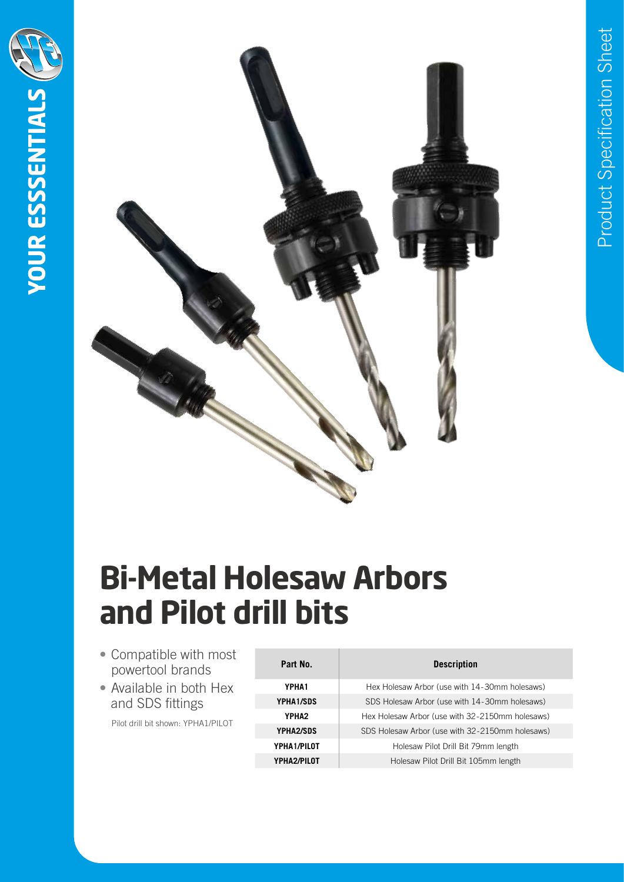YOUR ESSSENTIALS

Product Specification Sheet

# Bi-Metal Holesaw Arbors and Pilot drill bits

- Compatible with most powertool brands
- Available in both Hex and SDS fittings

Pilot drill bit shown: YPHA1/PILOT

| Part No. | Description |
| --- | --- |
| YPHA1 | Hex Holesaw Arbor (use with 14-30mm holesaws) |
| YPHA1/SDS | SDS Holesaw Arbor (use with 14-30mm holesaws) |
| YPHA2 | Hex Holesaw Arbor (use with 32-2150mm holesaws) |
| YPHA2/SDS | SDS Holesaw Arbor (use with 32-2150mm holesaws) |
| YPHA1/PILOT | Holesaw Pilot Drill Bit 79mm length |
| YPHA2/PILOT | Holesaw Pilot Drill Bit 105mm length |